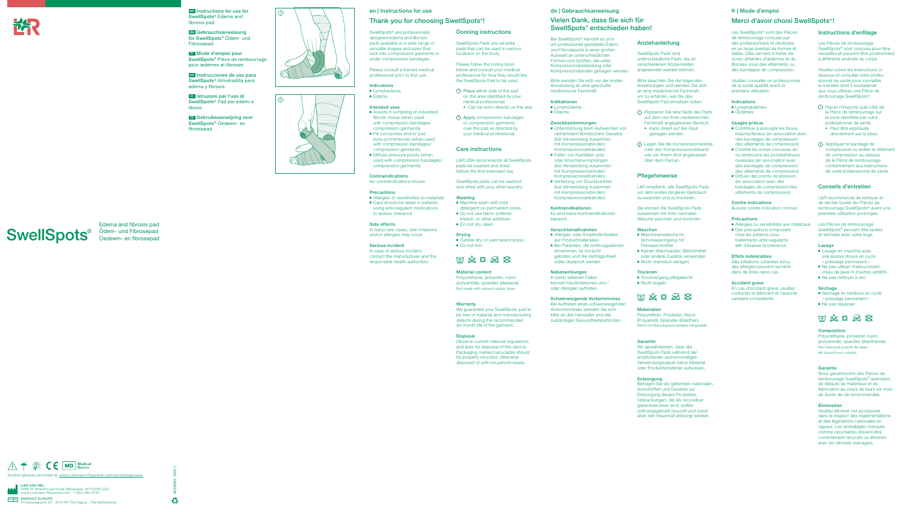**en** Instructions for use for SwellSpots® Edema and fibrosis pad

**de** Gebrauchsanweisung für SwellSpots® Ödem- und Fibrosepad

**fr** Mode d'emploi pour SwellSpots® Pièce de rembourrage pour œdèmes et fibroses

**es** Instrucciones de uso para SwellSpots® Almohadilla para edema y fibrosis

**it** Istruzioni per l'uso di SwellSpots® Pad per edemi e fibrosi

**nl** Gebruiksaanwijzing voor SwellSpots® Oedeem- en fibrosepad

# SwellSpots®

Edema and fibrosis pad
Ödem- und Fibrosepad
Oedeem- en fibrosepad

Symbol glossary provided at: www.Lohmann-Rauscher.com/symbolglossary

L&R USA INC.
3880 W Wheelhouse Road, Milwaukee, WI 53208 USA
www.Lohmann-Rauscher.com · 1-855-892-4140

EMERGO EUROPE
Prinsessegracht 20 · 2514 AP The Hague · The Netherlands

4039095 1945.1

## en | Instructions for use

## Thank you for choosing SwellSpots®!

SwellSpots® are professionally designed edema and fibrosis pads available in a wide range of versatile shapes and sizes that tuck into compression garments or under compression bandages.

Please consult a trained medical professional prior to first use.

### Indications
- Lymphedema
- Edema

### Intended uses
- Assists in softening of indurated/fibrotic tissue (when used with compression bandages/compression garments)
- Fill concavities and/or pad bony prominences (when used with compression bandages/compression garments)
- Diffuse pressure points (when used with compression bandages/compression garments)

### Contraindications
No contraindications known.

### Precautions
- Allergies or sensitivities to materials
- Care should be taken in patients using anticoagulant medications to assess tolerance

### Side effects
In (very) rare cases, skin irritations and/or allergies may occur.

### Serious incident
In case of serious incident, contact the manufacturer and the responsible health authorities.

### Donning instructions
SwellSpots Pads are versatile pads that can be used in various locations on the body.

Please follow the instructions below and consult your medical professional for how they would like the SwellSpots Pad to be used.

1. Place either side of the pad on the area identified by your medical professional.
   - Can be worn directly on the skin
2. Apply compression bandages or compression garments over the pad as directed by your medical professional.

### Care instructions
L&R USA recommends all SwellSpots pads be washed and dried before the first extended use.

SwellSpots pads can be washed and dried with your other laundry.

**Washing**
- Machine wash with mild detergent on permanent press
- Do not use fabric softener, bleach, or other additives
- Do not dry clean

**Drying**
- Tumble dry on permanent press
- Do not iron

### Material content
Polyurethane, polyester, nylon (polyamide), spandex (elastane)
Not made with natural rubber latex.

### Warranty
We guarantee your SwellSpots pad to be free of material and manufacturing defects during the recommended six month life of the garment.

### Disposal
Observe current national regulations and laws for disposal of this device. Packaging marked recyclable should be properly recycled, otherwise disposed of with household waste.

## de | Gebrauchsanweisung

## Vielen Dank, dass Sie sich für SwellSpots® entschieden haben!

Bei SwellSpots® handelt es sich um professionell gestaltete Ödem- und Fibrosepads in einer großen Auswahl an unterschiedlichen Formen und Größen, die unter Kompressionsbekleidung oder Kompressionsbinden getragen werden.

Bitte wenden Sie sich vor der ersten Anwendung an eine geschulte medizinische Fachkraft.

### Indikationen
- Lymphödeme
- Ödeme

### Zweckbestimmungen
- Unterstützung beim Aufweichen von verhärtetem/fibrotischem Gewebe (bei Verwendung zusammen mit Kompressionsbinden/Kompressionsverbänden)
- Füllen von Kavitäten und/oder Knochenvorsprüngen (bei Verwendung zusammen mit Kompressionsbinden/Kompressionsverbänden)
- Verteilung von Druckpunkten (bei Verwendung zusammen mit Kompressionsbinden/Kompressionsverbänden)

### Kontraindikationen
Es sind keine Kontraindikationen bekannt.

### Vorsichtsmaßnahmen
- Allergien oder Empfindlichkeiten auf Produktmaterialien
- Bei Patienten, die Antikoagulanzien einnehmen, ist Vorsicht geboten und die Verträglichkeit sollte überprüft werden

### Nebenwirkungen
In (sehr) seltenen Fällen können Hautirritationen und / oder Allergien auftreten.

### Schwerwiegende Vorkommnisse
Bei Auftreten eines schwerwiegenden Vorkommnisses wenden Sie sich bitte an den Hersteller und die zuständigen Gesundheitsbehörden.

### Anziehanleitung
SwellSpots Pads sind unterschiedliche Pads, die an verschiedenen Körperstellen angewendet werden können.

Bitte beachten Sie die folgenden Anweisungen und wenden Sie sich an eine medizinische Fachkraft, um zu erfahren, wie Sie das SwellSpots Pad einsetzen sollen.

1. Platzieren Sie eine Seite des Pads auf dem von Ihrer medizinischen Fachkraft angegebenen Bereich.
   - Kann direkt auf der Haut getragen werden.
2. Legen Sie die Kompressionsbinde oder den Kompressionsverband wie von Ihrem Arzt angewiesen über dem Pad an.

### Pflegehinweise
L&R empfiehlt, alle SwellSpots Pads vor dem ersten längeren Gebrauch zu waschen und zu trocknen.

Sie können die SwellSpots Pads zusammen mit Ihrer normalen Wäsche waschen und trocknen.

**Waschen**
- Maschinenwäsche im Schonwaschgang mit Feinwaschmittel
- Keinen Weichspüler, Bleichmittel oder andere Zusätze verwenden
- Nicht chemisch reinigen

**Trocknen**
- Trocknergang pflegeleicht
- Nicht bügeln

### Materialien
Polyurethan, Polyester, Nylon (Polyamid), Spandex (Elasthan)
Nicht mit Naturkautschuklatex hergestellt.

### Garantie
Wir gewährleisten, dass die SwellSpots Pads während der empfohlenen sechsmonatigen Verwendungsdauer keine Material- oder Produktionsfehler aufweisen.

### Entsorgung
Befolgen Sie die geltenden nationalen Vorschriften und Gesetze zur Entsorgung dieses Produkts. Verpackungen, die als recycelbar gekennzeichnet sind, sollten ordnungsgemäß recycelt und sonst über den Hausmüll entsorgt werden.

## fr | Mode d'emploi

## Merci d'avoir choisi SwellSpots®!

Les SwellSpots® sont des Pièces de rembourrage conçues par des professionnels et déclinées en un large éventail de formes et tailles. Elles servent à traiter les zones atteintes d'œdèmes et de fibroses sous des vêtements ou des bandages de compression.

Veuillez consulter un professionnel de la santé qualifié avant la première utilisation.

### Indications
- Lymphœdèmes
- Œdèmes

### Usages prévus
- Contribue à assouplir les tissus indurés/fibreux (en association avec des bandages de compression/des vêtements de compression)
- Comble les zones concaves et/ou rembourre les protubérances osseuses (en association avec des bandages de compression/des vêtements de compression)
- Diffuse des points de pression (en association avec des bandages de compression/des vêtements de compression)

### Contre-indications
Aucune contre-indication connue.

### Précautions
- Allergies ou sensibilités aux matériaux
- Des précautions s'imposent chez les patients sous traitements anticoagulants afin d'évaluer la tolérance

### Effets indésirables
Des irritations cutanées et/ou des allergies peuvent survenir dans de (très) rares cas.

### Accident grave
En cas d'incident grave, veuillez contacter le fabricant et l'autorité sanitaire compétente.

### Instructions d'enfilage
Les Pièces de rembourrage SwellSpots® sont conçues pour être versatiles et peuvent être positionnées à différents endroits du corps.

Veuillez suivre les instructions ci-dessous et consulter votre professionnel de santé pour connaître la manière dont il souhaiterait que vous utilisiez une Pièce de rembourrage SwellSpots®.

1. Placer n'importe quel côté de la Pièce de rembourrage sur la zone identifiée par votre professionnel de santé.
   - Peut être appliquée directement sur la peau.
2. Appliquer le bandage de compression ou enfiler le vêtement de compression au-dessus de la Pièce de rembourrage conformément aux instructions de votre professionnel de santé.

### Conseils d'entretien
L&R recommande de nettoyer et de sécher toutes les Pièces de rembourrage SwellSpots® avant une première utilisation prolongée.

Les Pièces de rembourrage SwellSpots® peuvent être lavées et séchées avec votre linge.

**Lavage**
- Lavage en machine avec une lessive douce en cycle « pressage permanent »
- Ne pas utiliser d'adoucissant, d'eau de javel ni d'autres additifs
- Ne pas nettoyer à sec

**Séchage**
- Séchage en tambour en cycle « pressage permanent »
- Ne pas repasser

### Composition
Polyuréthane, polyester, nylon (polyamide), spandex (élasthanne)
Non fabriqué à partir de latex de caoutchouc naturel.

### Garantie
Nous garantissons des Pièces de rembourrage SwellSpots® exemptes de défauts de matériaux et de fabrication au cours de leurs six mois de durée de vie recommandée.

### Élimination
Veuillez éliminer cet accessoire dans le respect des réglementations et des législations nationales en vigueur. Les emballages marqués comme recyclables doivent être correctement recyclés ou éliminés avec les déchets ménagers.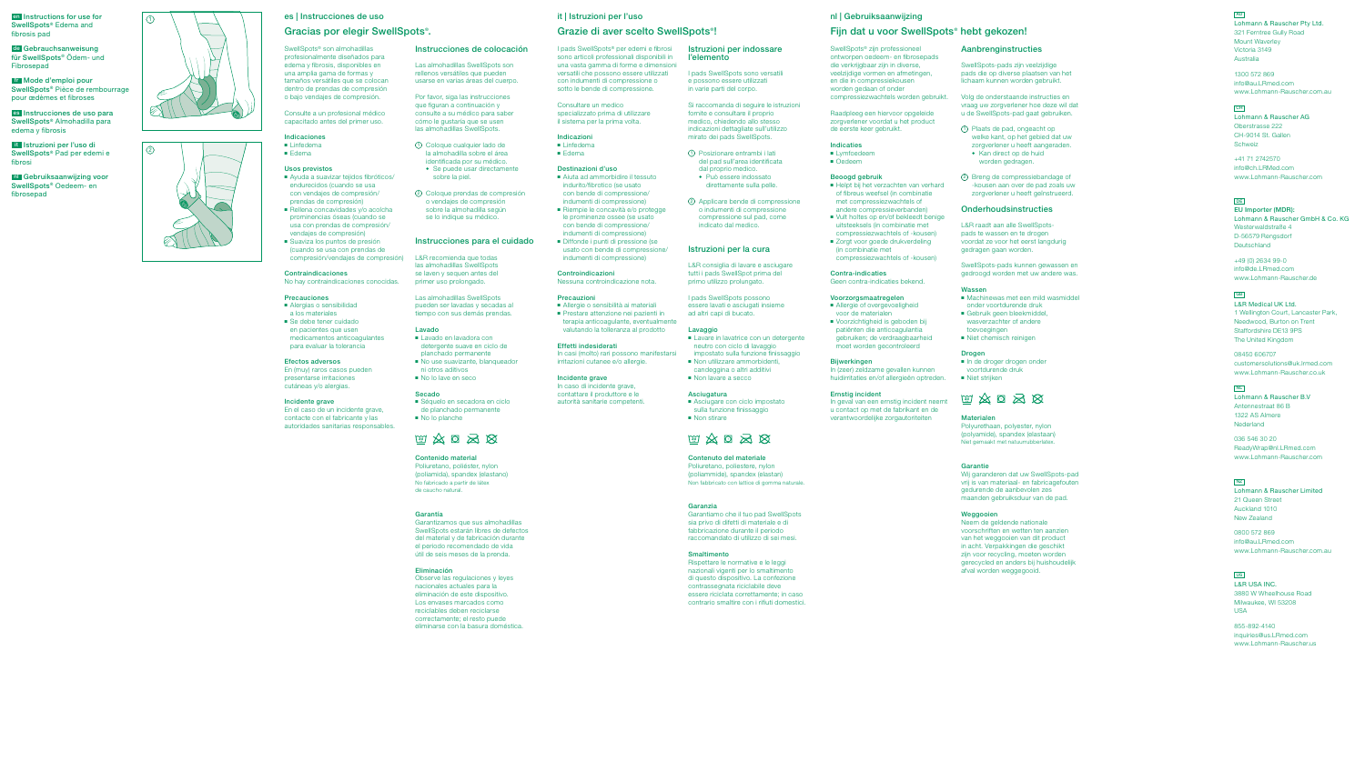**en** Instructions for use for SwellSpots® Edema and fibrosis pad

**de** Gebrauchsanweisung für SwellSpots® Ödem- und Fibrosepad

**fr** Mode d'emploi pour SwellSpots® Pièce de rembourrage pour œdèmes et fibroses

**es** Instrucciones de uso para SwellSpots® Almohadilla para edema y fibrosis

**it** Istruzioni per l'uso di SwellSpots® Pad per edemi e fibrosi

**nl** Gebruiksaanwijzing voor SwellSpots® Oedeem- en fibrosepad

①

②

## es | Instrucciones de uso

### Gracias por elegir SwellSpots®.

SwellSpots® son almohadillas profesionalmente diseñadas para edema y fibrosis, disponibles en una amplia gama de formas y tamaños versátiles que se colocan dentro de prendas de compresión o bajo vendajes de compresión.

Consulte a un profesional médico capacitado antes del primer uso.

**Indicaciones**
- Linfedema
- Edema

**Usos previstos**
- Ayuda a suavizar tejidos fibróticos/endurecidos (cuando se usa con vendajes de compresión/prendas de compresión)
- Rellena concavidades y/o acolcha prominencias óseas (cuando se usa con prendas de compresión/vendajes de compresión)
- Suaviza los puntos de presión (cuando se usa con prendas de compresión/vendajes de compresión)

**Contraindicaciones**
No hay contraindicaciones conocidas.

**Precauciones**
- Alergias o sensibilidad a los materiales
- Se debe tener cuidado en pacientes que usen medicamentos anticoagulantes para evaluar la tolerancia

**Efectos adversos**
En (muy) raros casos pueden presentarse irritaciones cutáneas y/o alergias.

**Incidente grave**
En el caso de un incidente grave, contacte con el fabricante y las autoridades sanitarias responsables.

### Instrucciones de colocación

Las almohadillas SwellSpots son rellenos versátiles que pueden usarse en varias áreas del cuerpo.

Por favor, siga las instrucciones que figuran a continuación y consulte a su médico para saber cómo le gustaría que se usen las almohadillas SwellSpots.

① Coloque cualquier lado de la almohadilla sobre el área identificada por su médico.
- Se puede usar directamente sobre la piel.

② Coloque prendas de compresión o vendajes de compresión sobre la almohadilla según se lo indique su médico.

### Instrucciones para el cuidado

L&R recomienda que todas las almohadillas SwellSpots se laven y sequen antes del primer uso prolongado.

Las almohadillas SwellSpots pueden ser lavadas y secadas al tiempo con sus demás prendas.

**Lavado**
- Lavado en lavadora con detergente suave en ciclo de planchado permanente
- No use suavizante, blanqueador ni otros aditivos
- No lo lave en seco

**Secado**
- Séquelo en secadora en ciclo de planchado permanente
- No lo planche

**Contenido material**
Poliuretano, poliéster, nylon (poliamida), spandex (elastano)
No fabricado a partir de látex de caucho natural.

**Garantía**
Garantizamos que sus almohadillas SwellSpots estarán libres de defectos del material y de fabricación durante el periodo recomendado de vida útil de seis meses de la prenda.

**Eliminación**
Observe las regulaciones y leyes nacionales actuales para la eliminación de este dispositivo. Los envases marcados como reciclables deben reciclarse correctamente; el resto puede eliminarse con la basura doméstica.

## it | Istruzioni per l'uso

### Grazie di aver scelto SwellSpots®!

I pads SwellSpots® per edemi e fibrosi sono articoli professionali disponibili in una vasta gamma di forme e dimensioni versatili che possono essere utilizzati con indumenti di compressione o sotto le bende di compressione.

Consultare un medico specializzato prima di utilizzare il sistema per la prima volta.

**Indicazioni**
- Linfedema
- Edema

**Destinazioni d'uso**
- Aiuta ad ammorbidire il tessuto indurito/fibrotico (se usato con bende di compressione/indumenti di compressione)
- Riempie le concavità e/o protegge le prominenze ossee (se usato con bende di compressione/indumenti di compressione)
- Diffonde i punti di pressione (se usato con bende di compressione/indumenti di compressione)

**Controindicazioni**
Nessuna controindicazione nota.

**Precauzioni**
- Allergie o sensibilità ai materiali
- Prestare attenzione nei pazienti in terapia anticoagulante, eventualmente valutando la tolleranza al prodotto

**Effetti indesiderati**
In casi (molto) rari possono manifestarsi irritazioni cutanee e/o allergie.

**Incidente grave**
In caso di incidente grave, contattare il produttore e le autorità sanitarie competenti.

### Istruzioni per indossare l'elemento

I pads SwellSpots sono versatili e possono essere utilizzati in varie parti del corpo.

Si raccomanda di seguire le istruzioni fornite e consultare il proprio medico, chiedendo allo stesso indicazioni dettagliate sull'utilizzo mirato dei pads SwellSpots.

① Posizionare entrambi i lati del pad sull'area identificata dal proprio medico.
- Può essere indossato direttamente sulla pelle.

② Applicare bende di compressione o indumenti di compressione sul pad, come indicato dal medico.

### Istruzioni per la cura

L&R consiglia di lavare e asciugare tutti i pads SwellSpot prima del primo utilizzo prolungato.

I pads SwellSpots possono essere lavati e asciugati insieme ad altri capi di bucato.

**Lavaggio**
- Lavare in lavatrice con un detergente neutro con ciclo di lavaggio impostato sulla funzione finissaggio
- Non utilizzare ammorbidenti, candeggina o altri additivi
- Non lavare a secco

**Asciugatura**
- Asciugare con ciclo impostato sulla funzione finissaggio
- Non stirare

**Contenuto del materiale**
Poliuretano, poliestere, nylon (poliammide), spandex (elastan)
Non fabbricato con lattice di gomma naturale.

**Garanzia**
Garantiamo che il tuo pad SwellSpots sia privo di difetti di materiale e di fabbricazione durante il periodo raccomandato di utilizzo di sei mesi.

**Smaltimento**
Rispettare le normative e le leggi nazionali vigenti per lo smaltimento di questo dispositivo. La confezione contrassegnata riciclabile deve essere riciclata correttamente; in caso contrario smaltire con i rifiuti domestici.

## nl | Gebruiksaanwijzing

### Fijn dat u voor SwellSpots® hebt gekozen!

SwellSpots® zijn professioneel ontworpen oedeem- en fibrosepads die verkrijgbaar zijn in diverse, veelzijdige vormen en afmetingen, en die in compressiekousen worden gedaan of onder compressiezwachtels worden gebruikt.

Raadpleeg een hiervoor opgeleide zorgverlener voordat u het product de eerste keer gebruikt.

**Indicaties**
- Lymfoedeem
- Oedeem

**Beoogd gebruik**
- Helpt bij het verzachten van verhard of fibreus weefsel (in combinatie met compressiezwachtels of andere compressieverbanden)
- Vult holtes op en/of bekleedt benige uitsteeksels (in combinatie met compressiezwachtels of -kousen)
- Zorgt voor goede drukverdeling (in combinatie met compressiezwachtels of -kousen)

**Contra-indicaties**
Geen contra-indicaties bekend.

**Voorzorgsmaatregelen**
- Allergie of overgevoeligheid voor de materialen
- Voorzichtigheid is geboden bij patiënten die anticoagulantia gebruiken; de verdraagbaarheid moet worden gecontroleerd

**Bijwerkingen**
In (zeer) zeldzame gevallen kunnen huidirritaties en/of allergieën optreden.

**Ernstig incident**
In geval van een ernstig incident neemt u contact op met de fabrikant en de verantwoordelijke zorgautoriteiten

### Aanbrenginstructies

SwellSpots-pads zijn veelzijdige pads die op diverse plaatsen van het lichaam kunnen worden gebruikt.

Volg de onderstaande instructies en vraag uw zorgverlener hoe deze wil dat u de SwellSpots-pad gaat gebruiken.

① Plaats de pad, ongeacht op welke kant, op het gebied dat uw zorgverlener u heeft aangeraden.
- Kan direct op de huid worden gedragen.

② Breng de compressiebandage of -kousen aan over de pad zoals uw zorgverlener u heeft geïnstrueerd.

### Onderhoudsinstructies

L&R raadt aan alle SwellSpots-pads te wassen en te drogen voordat ze voor het eerst langdurig gedragen gaan worden.

SwellSpots-pads kunnen gewassen en gedroogd worden met uw andere was.

**Wassen**
- Machinewas met een mild wasmiddel onder voortdurende druk
- Gebruik geen bleekmiddel, wasverzachter of andere toevoegingen
- Niet chemisch reinigen

**Drogen**
- In de droger drogen onder voortdurende druk
- Niet strijken

**Materialen**
Polyurethaan, polyester, nylon (polyamide), spandex (elastaan)
Niet gemaakt met natuurrubberlatex.

**Garantie**
Wij garanderen dat uw SwellSpots-pad vrij is van materiaal- en fabricagefouten gedurende de aanbevolen zes maanden gebruiksduur van de pad.

**Weggooien**
Neem de geldende nationale voorschriften en wetten ten aanzien van het weggooien van dit product in acht. Verpakkingen die geschikt zijn voor recycling, moeten worden gerecycled en anders bij huishoudelijk afval worden weggegooid.

---

**AU**
Lohmann & Rauscher Pty Ltd.
321 Ferntree Gully Road
Mount Waverley
Victoria 3149
Australia

1300 572 869
info@au.LRmed.com
www.Lohmann-Rauscher.com.au

**CH**
Lohmann & Rauscher AG
Oberstrasse 222
CH-9014 St. Gallen
Schweiz

+41 71 2742570
info@ch.LRMed.com
www.Lohmann-Rauscher.com

**DE**
EU Importer (MDR):
Lohmann & Rauscher GmbH & Co. KG
Westerwaldstraße 4
D-56579 Rengsdorf
Deutschland

+49 (0) 2634 99-0
info@de.LRmed.com
www.Lohmann-Rauscher.de

**GB**
L&R Medical UK Ltd.
1 Wellington Court, Lancaster Park,
Needwood, Burton on Trent
Staffordshire DE13 9PS
The United Kingdom

08450 606707
customersolutions@uk.lrmed.com
www.Lohmann-Rauscher.co.uk

**NL**
Lohmann & Rauscher B.V
Antennestraat 86 B
1322 AS Almere
Nederland

036 546 30 20
ReadyWrap@nl.LRmed.com
www.Lohmann-Rauscher.com

**NZ**
Lohmann & Rauscher Limited
21 Queen Street
Auckland 1010
New Zealand

0800 572 869
info@au.LRmed.com
www.Lohmann-Rauscher.com.au

**US**
L&R USA INC.
3880 W Wheelhouse Road
Milwaukee, WI 53208
USA

855-892-4140
inquiries@us.LRmed.com
www.Lohmann-Rauscher.us